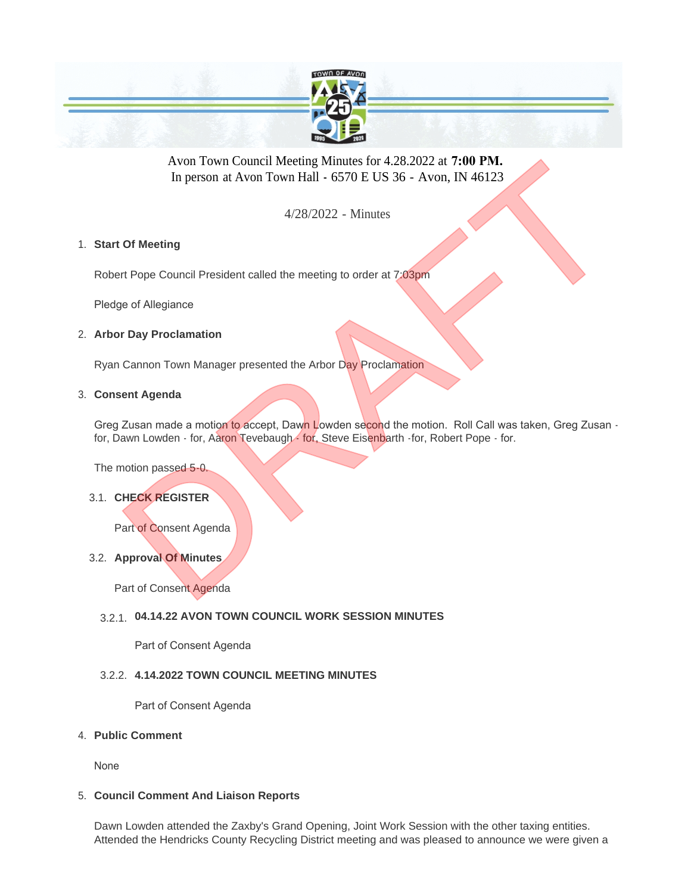Avon Town Council Meeting Minutes for 4.28.2022 at **7:00 PM.**
In person at Avon Town Hall - 6570 E US 36 - Avon, IN 46123

4/28/2022 - Minutes

1. **Start Of Meeting**

   Robert Pope Council President called the meeting to order at 7:03pm

   Pledge of Allegiance

2. **Arbor Day Proclamation**

   Ryan Cannon Town Manager presented the Arbor Day Proclamation

3. **Consent Agenda**

   Greg Zusan made a motion to accept, Dawn Lowden second the motion. Roll Call was taken, Greg Zusan - for, Dawn Lowden - for, Aaron Tevebaugh - for, Steve Eisenbarth -for, Robert Pope - for.

   The motion passed 5-0.

   3.1. **CHECK REGISTER**

   Part of Consent Agenda

   3.2. **Approval Of Minutes**

   Part of Consent Agenda

   3.2.1. **04.14.22 AVON TOWN COUNCIL WORK SESSION MINUTES**

   Part of Consent Agenda

   3.2.2. **4.14.2022 TOWN COUNCIL MEETING MINUTES**

   Part of Consent Agenda

4. **Public Comment**

   None

5. **Council Comment And Liaison Reports**

   Dawn Lowden attended the Zaxby's Grand Opening, Joint Work Session with the other taxing entities. Attended the Hendricks County Recycling District meeting and was pleased to announce we were given a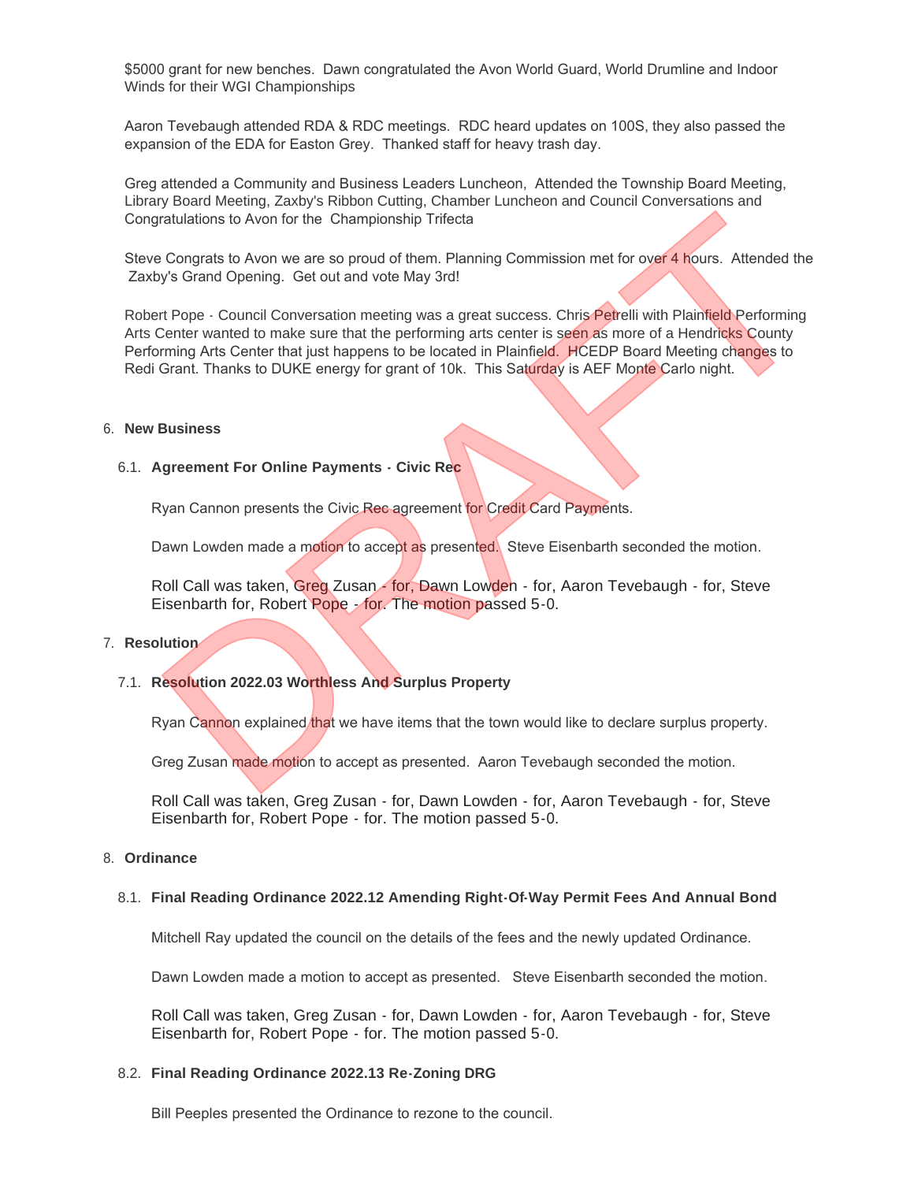$5000 grant for new benches. Dawn congratulated the Avon World Guard, World Drumline and Indoor Winds for their WGI Championships

Aaron Tevebaugh attended RDA & RDC meetings. RDC heard updates on 100S, they also passed the expansion of the EDA for Easton Grey. Thanked staff for heavy trash day.

Greg attended a Community and Business Leaders Luncheon, Attended the Township Board Meeting, Library Board Meeting, Zaxby's Ribbon Cutting, Chamber Luncheon and Council Conversations and Congratulations to Avon for the Championship Trifecta

Steve Congrats to Avon we are so proud of them. Planning Commission met for over 4 hours. Attended the Zaxby's Grand Opening. Get out and vote May 3rd!

Robert Pope - Council Conversation meeting was a great success. Chris Petrelli with Plainfield Performing Arts Center wanted to make sure that the performing arts center is seen as more of a Hendricks County Performing Arts Center that just happens to be located in Plainfield. HCEDP Board Meeting changes to Redi Grant. Thanks to DUKE energy for grant of 10k. This Saturday is AEF Monte Carlo night.

6. **New Business**

6.1. **Agreement For Online Payments - Civic Rec**

Ryan Cannon presents the Civic Rec agreement for Credit Card Payments.

Dawn Lowden made a motion to accept as presented. Steve Eisenbarth seconded the motion.

Roll Call was taken, Greg Zusan - for, Dawn Lowden - for, Aaron Tevebaugh - for, Steve Eisenbarth for, Robert Pope - for. The motion passed 5-0.

7. **Resolution**

7.1. **Resolution 2022.03 Worthless And Surplus Property**

Ryan Cannon explained that we have items that the town would like to declare surplus property.

Greg Zusan made motion to accept as presented. Aaron Tevebaugh seconded the motion.

Roll Call was taken, Greg Zusan - for, Dawn Lowden - for, Aaron Tevebaugh - for, Steve Eisenbarth for, Robert Pope - for. The motion passed 5-0.

8. **Ordinance**

8.1. **Final Reading Ordinance 2022.12 Amending Right-Of-Way Permit Fees And Annual Bond**

Mitchell Ray updated the council on the details of the fees and the newly updated Ordinance.

Dawn Lowden made a motion to accept as presented. Steve Eisenbarth seconded the motion.

Roll Call was taken, Greg Zusan - for, Dawn Lowden - for, Aaron Tevebaugh - for, Steve Eisenbarth for, Robert Pope - for. The motion passed 5-0.

8.2. **Final Reading Ordinance 2022.13 Re-Zoning DRG**

Bill Peeples presented the Ordinance to rezone to the council.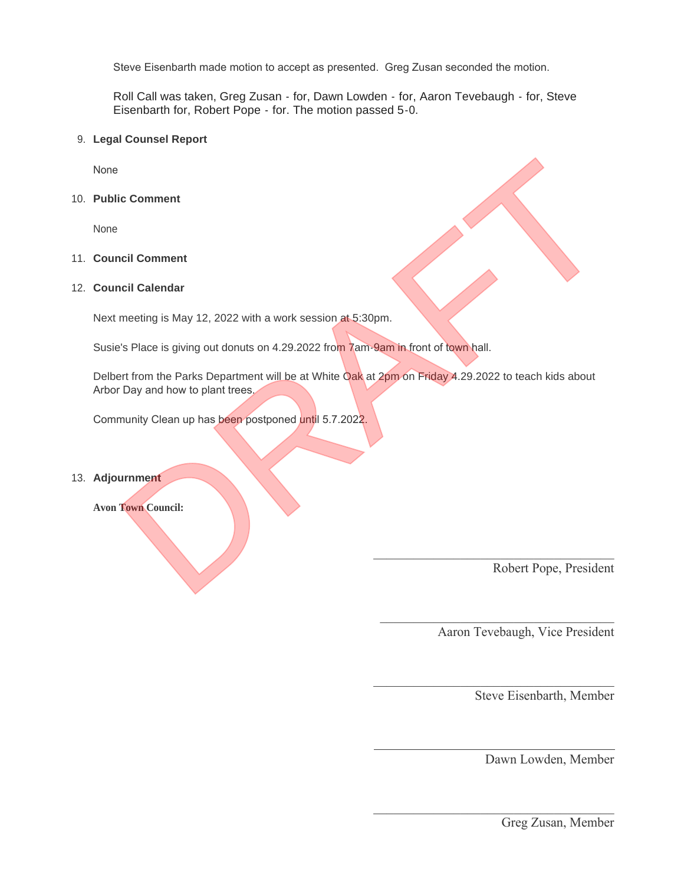Steve Eisenbarth made motion to accept as presented. Greg Zusan seconded the motion.

Roll Call was taken, Greg Zusan - for, Dawn Lowden - for, Aaron Tevebaugh - for, Steve Eisenbarth for, Robert Pope - for. The motion passed 5-0.

9. **Legal Counsel Report**

   None

10. **Public Comment**

    None

11. **Council Comment**

12. **Council Calendar**

    Next meeting is May 12, 2022 with a work session at 5:30pm.

    Susie's Place is giving out donuts on 4.29.2022 from 7am-9am in front of town hall.

    Delbert from the Parks Department will be at White Oak at 2pm on Friday 4.29.2022 to teach kids about Arbor Day and how to plant trees.

    Community Clean up has been postponed until 5.7.2022.

13. **Adjournment**

    **Avon Town Council:**

_______________________
Robert Pope, President

_______________________
Aaron Tevebaugh, Vice President

_______________________
Steve Eisenbarth, Member

_______________________
Dawn Lowden, Member

_______________________
Greg Zusan, Member

DRAFT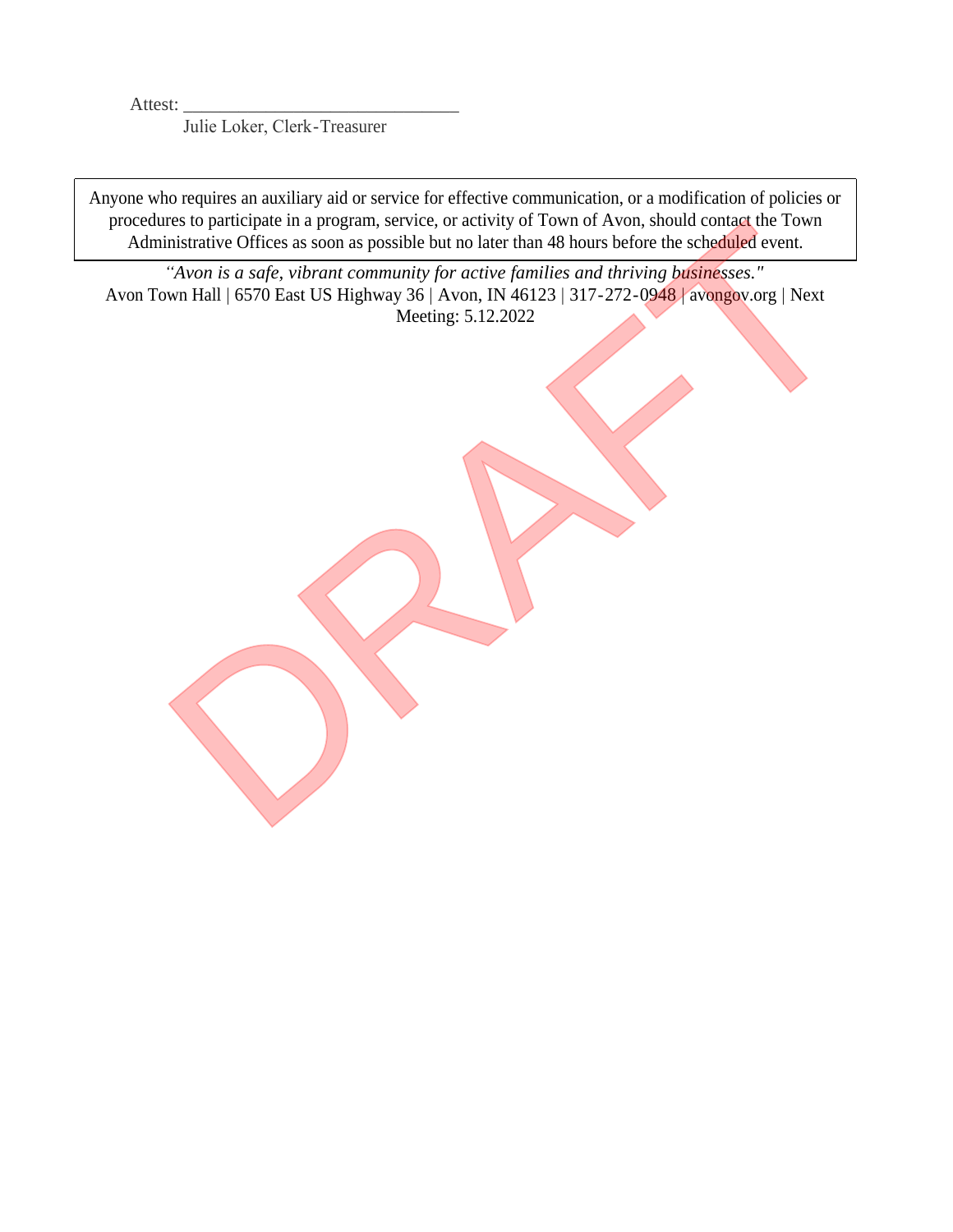Attest: ______________________________

Julie Loker, Clerk-Treasurer

| |
|---|
| Anyone who requires an auxiliary aid or service for effective communication, or a modification of policies or procedures to participate in a program, service, or activity of Town of Avon, should contact the Town Administrative Offices as soon as possible but no later than 48 hours before the scheduled event. |

*"Avon is a safe, vibrant community for active families and thriving businesses."*

Avon Town Hall | 6570 East US Highway 36 | Avon, IN 46123 | 317-272-0948 | avongov.org | Next Meeting: 5.12.2022

DRAFT